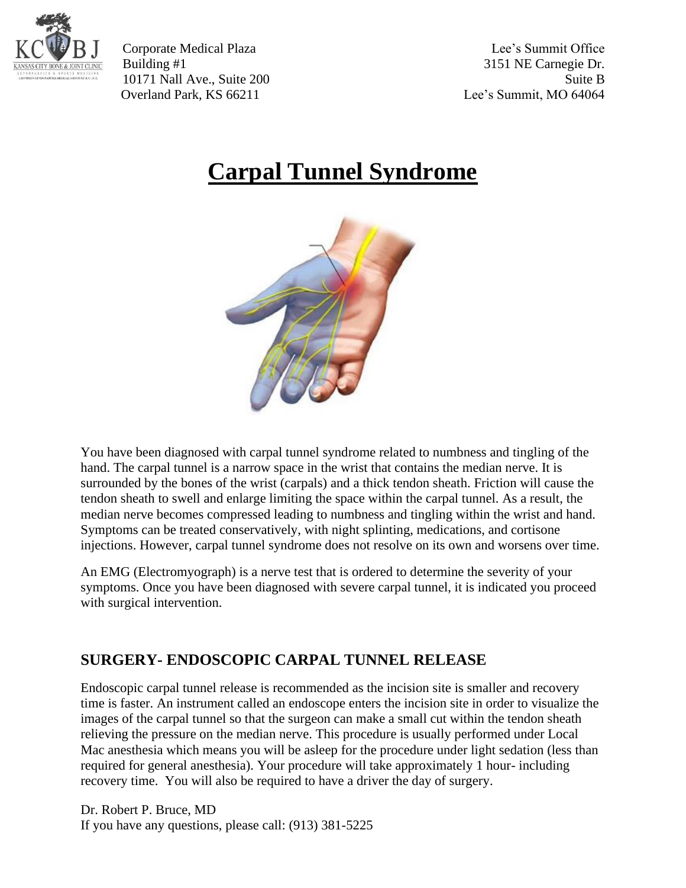Corporate Medical Plaza
Building #1
10171 Nall Ave., Suite 200
Overland Park, KS 66211

Lee's Summit Office
3151 NE Carnegie Dr.
Suite B
Lee's Summit, MO 64064

# Carpal Tunnel Syndrome

You have been diagnosed with carpal tunnel syndrome related to numbness and tingling of the hand. The carpal tunnel is a narrow space in the wrist that contains the median nerve. It is surrounded by the bones of the wrist (carpals) and a thick tendon sheath. Friction will cause the tendon sheath to swell and enlarge limiting the space within the carpal tunnel. As a result, the median nerve becomes compressed leading to numbness and tingling within the wrist and hand. Symptoms can be treated conservatively, with night splinting, medications, and cortisone injections. However, carpal tunnel syndrome does not resolve on its own and worsens over time.

An EMG (Electromyograph) is a nerve test that is ordered to determine the severity of your symptoms. Once you have been diagnosed with severe carpal tunnel, it is indicated you proceed with surgical intervention.

## SURGERY- ENDOSCOPIC CARPAL TUNNEL RELEASE

Endoscopic carpal tunnel release is recommended as the incision site is smaller and recovery time is faster. An instrument called an endoscope enters the incision site in order to visualize the images of the carpal tunnel so that the surgeon can make a small cut within the tendon sheath relieving the pressure on the median nerve. This procedure is usually performed under Local Mac anesthesia which means you will be asleep for the procedure under light sedation (less than required for general anesthesia). Your procedure will take approximately 1 hour- including recovery time. You will also be required to have a driver the day of surgery.

Dr. Robert P. Bruce, MD
If you have any questions, please call: (913) 381-5225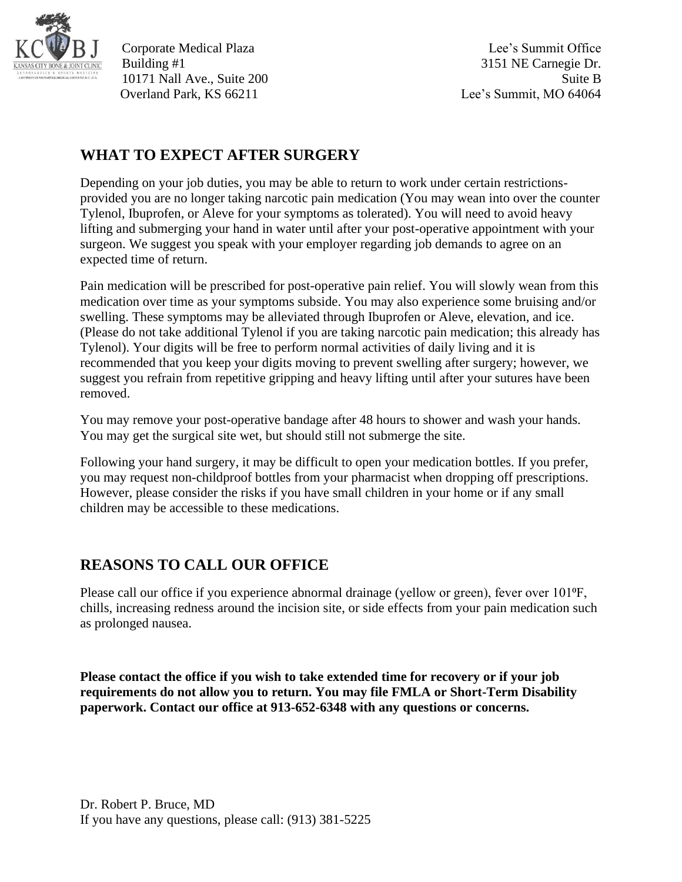Corporate Medical Plaza
Building #1
10171 Nall Ave., Suite 200
Overland Park, KS 66211

Lee's Summit Office
3151 NE Carnegie Dr.
Suite B
Lee's Summit, MO 64064

## WHAT TO EXPECT AFTER SURGERY

Depending on your job duties, you may be able to return to work under certain restrictions- provided you are no longer taking narcotic pain medication (You may wean into over the counter Tylenol, Ibuprofen, or Aleve for your symptoms as tolerated). You will need to avoid heavy lifting and submerging your hand in water until after your post-operative appointment with your surgeon. We suggest you speak with your employer regarding job demands to agree on an expected time of return.

Pain medication will be prescribed for post-operative pain relief. You will slowly wean from this medication over time as your symptoms subside. You may also experience some bruising and/or swelling. These symptoms may be alleviated through Ibuprofen or Aleve, elevation, and ice. (Please do not take additional Tylenol if you are taking narcotic pain medication; this already has Tylenol). Your digits will be free to perform normal activities of daily living and it is recommended that you keep your digits moving to prevent swelling after surgery; however, we suggest you refrain from repetitive gripping and heavy lifting until after your sutures have been removed.

You may remove your post-operative bandage after 48 hours to shower and wash your hands. You may get the surgical site wet, but should still not submerge the site.

Following your hand surgery, it may be difficult to open your medication bottles. If you prefer, you may request non-childproof bottles from your pharmacist when dropping off prescriptions. However, please consider the risks if you have small children in your home or if any small children may be accessible to these medications.

## REASONS TO CALL OUR OFFICE

Please call our office if you experience abnormal drainage (yellow or green), fever over 101ºF, chills, increasing redness around the incision site, or side effects from your pain medication such as prolonged nausea.

**Please contact the office if you wish to take extended time for recovery or if your job requirements do not allow you to return. You may file FMLA or Short-Term Disability paperwork. Contact our office at 913-652-6348 with any questions or concerns.**

Dr. Robert P. Bruce, MD
If you have any questions, please call: (913) 381-5225